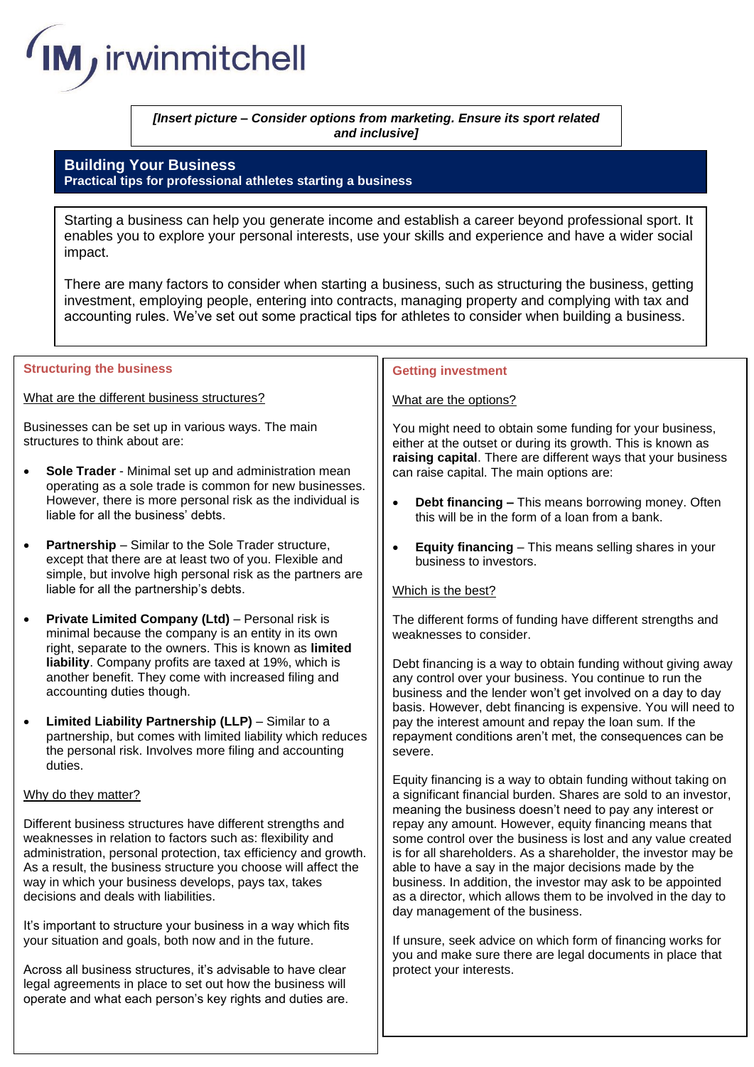irwinmitchell

*[Insert picture – Consider options from marketing. Ensure its sport related and inclusive]*

# Building Your Business

**Practical tips for professional athletes starting a business**

Starting a business can help you generate income and establish a career beyond professional sport. It enables you to explore your personal interests, use your skills and experience and have a wider social impact.

There are many factors to consider when starting a business, such as structuring the business, getting investment, employing people, entering into contracts, managing property and complying with tax and accounting rules. We've set out some practical tips for athletes to consider when building a business.

## Structuring the business

What are the different business structures?

Businesses can be set up in various ways. The main structures to think about are:

- **Sole Trader** - Minimal set up and administration mean operating as a sole trade is common for new businesses. However, there is more personal risk as the individual is liable for all the business' debts.
- **Partnership** – Similar to the Sole Trader structure, except that there are at least two of you. Flexible and simple, but involve high personal risk as the partners are liable for all the partnership's debts.
- **Private Limited Company (Ltd)** – Personal risk is minimal because the company is an entity in its own right, separate to the owners. This is known as **limited liability**. Company profits are taxed at 19%, which is another benefit. They come with increased filing and accounting duties though.
- **Limited Liability Partnership (LLP)** – Similar to a partnership, but comes with limited liability which reduces the personal risk. Involves more filing and accounting duties.

Why do they matter?

Different business structures have different strengths and weaknesses in relation to factors such as: flexibility and administration, personal protection, tax efficiency and growth. As a result, the business structure you choose will affect the way in which your business develops, pays tax, takes decisions and deals with liabilities.

It's important to structure your business in a way which fits your situation and goals, both now and in the future.

Across all business structures, it's advisable to have clear legal agreements in place to set out how the business will operate and what each person's key rights and duties are.

## Getting investment

What are the options?

You might need to obtain some funding for your business, either at the outset or during its growth. This is known as **raising capital**. There are different ways that your business can raise capital. The main options are:

- **Debt financing –** This means borrowing money. Often this will be in the form of a loan from a bank.
- **Equity financing** – This means selling shares in your business to investors.

Which is the best?

The different forms of funding have different strengths and weaknesses to consider.

Debt financing is a way to obtain funding without giving away any control over your business. You continue to run the business and the lender won't get involved on a day to day basis. However, debt financing is expensive. You will need to pay the interest amount and repay the loan sum. If the repayment conditions aren't met, the consequences can be severe.

Equity financing is a way to obtain funding without taking on a significant financial burden. Shares are sold to an investor, meaning the business doesn't need to pay any interest or repay any amount. However, equity financing means that some control over the business is lost and any value created is for all shareholders. As a shareholder, the investor may be able to have a say in the major decisions made by the business. In addition, the investor may ask to be appointed as a director, which allows them to be involved in the day to day management of the business.

If unsure, seek advice on which form of financing works for you and make sure there are legal documents in place that protect your interests.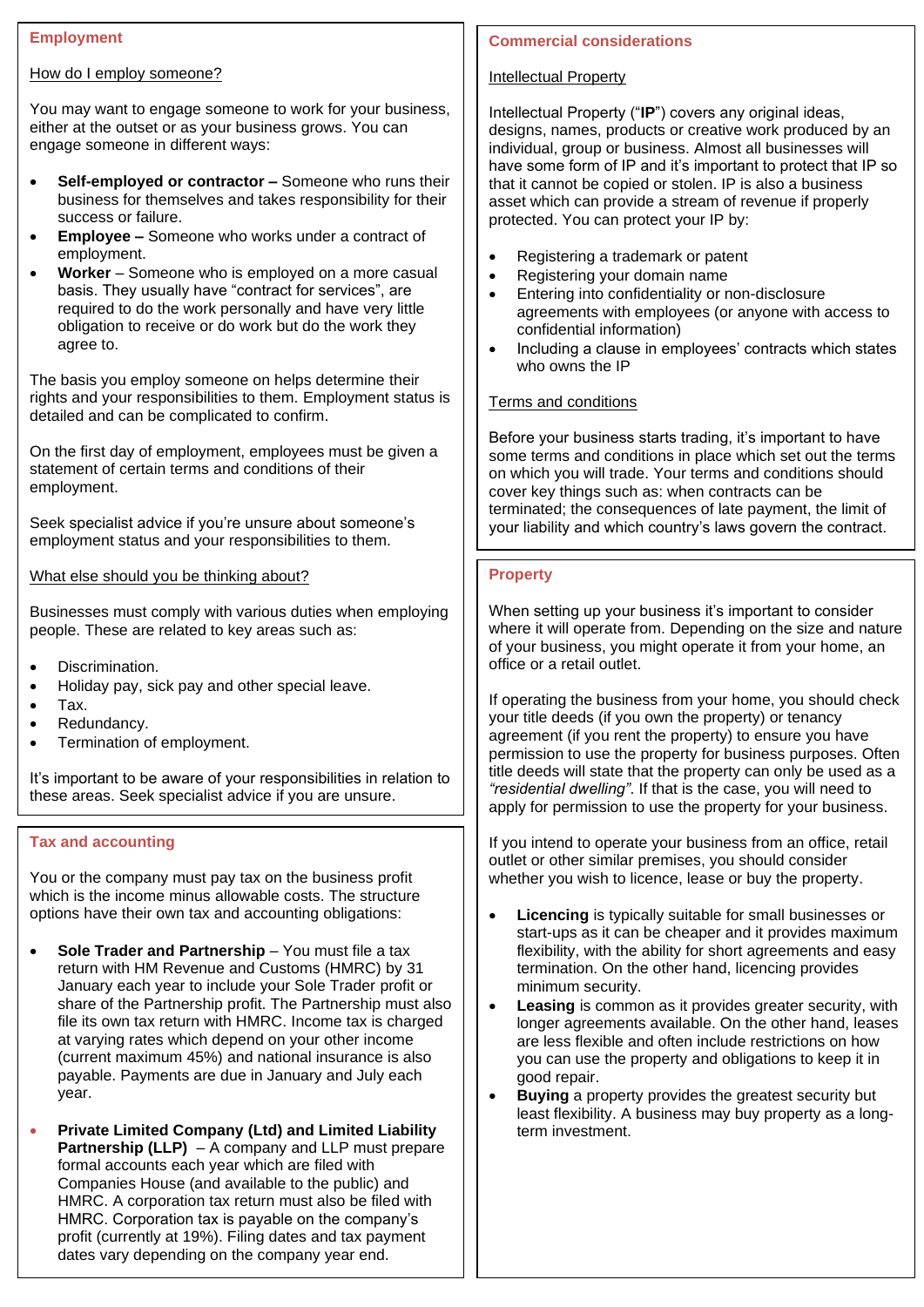## Employment

### How do I employ someone?

You may want to engage someone to work for your business, either at the outset or as your business grows. You can engage someone in different ways:

- **Self-employed or contractor –** Someone who runs their business for themselves and takes responsibility for their success or failure.
- **Employee –** Someone who works under a contract of employment.
- **Worker** – Someone who is employed on a more casual basis. They usually have "contract for services", are required to do the work personally and have very little obligation to receive or do work but do the work they agree to.

The basis you employ someone on helps determine their rights and your responsibilities to them. Employment status is detailed and can be complicated to confirm.

On the first day of employment, employees must be given a statement of certain terms and conditions of their employment.

Seek specialist advice if you're unsure about someone's employment status and your responsibilities to them.

### What else should you be thinking about?

Businesses must comply with various duties when employing people. These are related to key areas such as:

- Discrimination.
- Holiday pay, sick pay and other special leave.
- Tax.
- Redundancy.
- Termination of employment.

It's important to be aware of your responsibilities in relation to these areas. Seek specialist advice if you are unsure.

## Tax and accounting

You or the company must pay tax on the business profit which is the income minus allowable costs. The structure options have their own tax and accounting obligations:

- **Sole Trader and Partnership** – You must file a tax return with HM Revenue and Customs (HMRC) by 31 January each year to include your Sole Trader profit or share of the Partnership profit. The Partnership must also file its own tax return with HMRC. Income tax is charged at varying rates which depend on your other income (current maximum 45%) and national insurance is also payable. Payments are due in January and July each year.

- **Private Limited Company (Ltd) and Limited Liability Partnership (LLP)** – A company and LLP must prepare formal accounts each year which are filed with Companies House (and available to the public) and HMRC. A corporation tax return must also be filed with HMRC. Corporation tax is payable on the company's profit (currently at 19%). Filing dates and tax payment dates vary depending on the company year end.

## Commercial considerations

### Intellectual Property

Intellectual Property ("**IP**") covers any original ideas, designs, names, products or creative work produced by an individual, group or business. Almost all businesses will have some form of IP and it's important to protect that IP so that it cannot be copied or stolen. IP is also a business asset which can provide a stream of revenue if properly protected. You can protect your IP by:

- Registering a trademark or patent
- Registering your domain name
- Entering into confidentiality or non-disclosure agreements with employees (or anyone with access to confidential information)
- Including a clause in employees' contracts which states who owns the IP

### Terms and conditions

Before your business starts trading, it's important to have some terms and conditions in place which set out the terms on which you will trade. Your terms and conditions should cover key things such as: when contracts can be terminated; the consequences of late payment, the limit of your liability and which country's laws govern the contract.

## Property

When setting up your business it's important to consider where it will operate from. Depending on the size and nature of your business, you might operate it from your home, an office or a retail outlet.

If operating the business from your home, you should check your title deeds (if you own the property) or tenancy agreement (if you rent the property) to ensure you have permission to use the property for business purposes. Often title deeds will state that the property can only be used as a *"residential dwelling"*. If that is the case, you will need to apply for permission to use the property for your business.

If you intend to operate your business from an office, retail outlet or other similar premises, you should consider whether you wish to licence, lease or buy the property.

- **Licencing** is typically suitable for small businesses or start-ups as it can be cheaper and it provides maximum flexibility, with the ability for short agreements and easy termination. On the other hand, licencing provides minimum security.
- **Leasing** is common as it provides greater security, with longer agreements available. On the other hand, leases are less flexible and often include restrictions on how you can use the property and obligations to keep it in good repair.
- **Buying** a property provides the greatest security but least flexibility. A business may buy property as a long-term investment.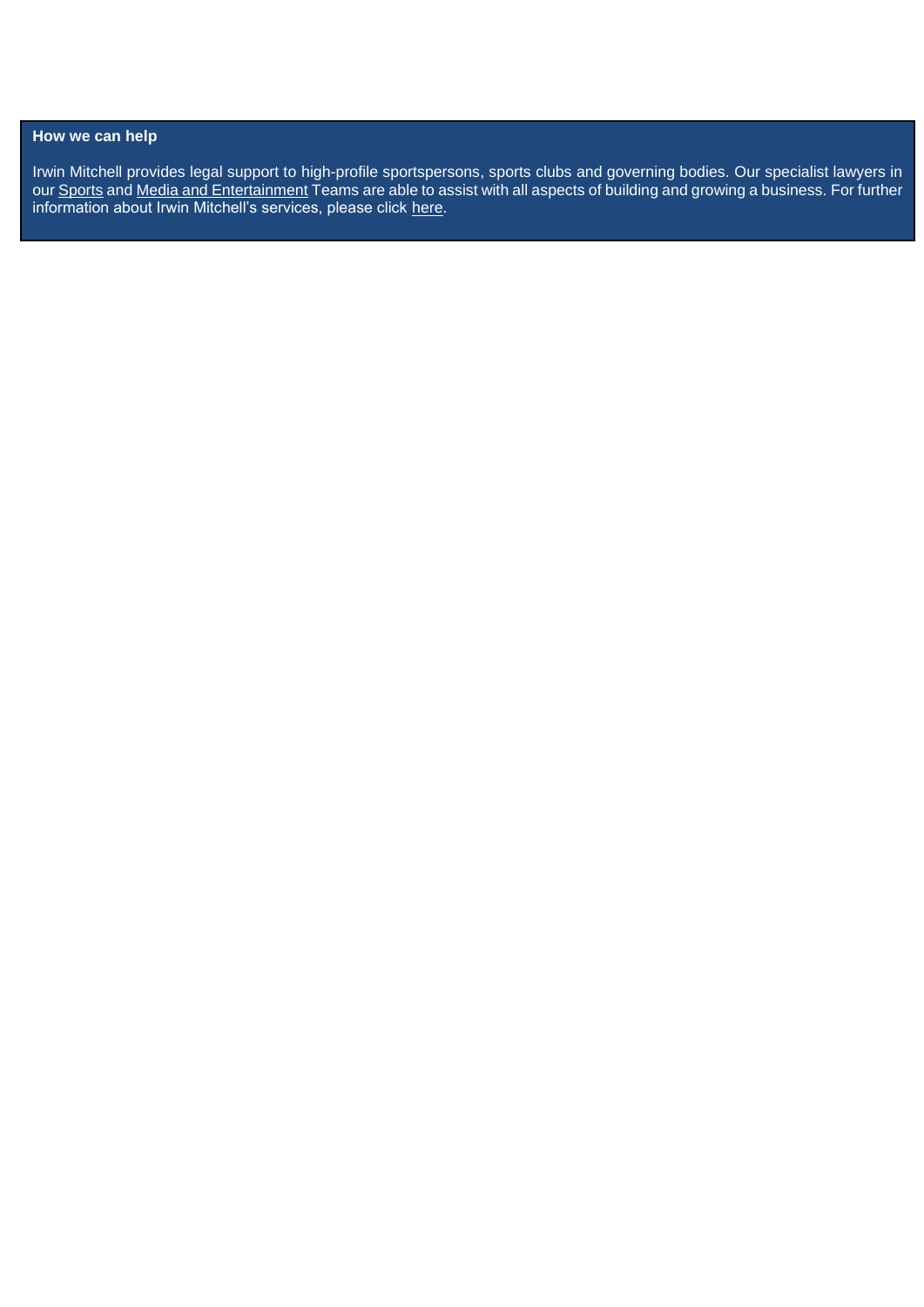**How we can help**

Irwin Mitchell provides legal support to high-profile sportspersons, sports clubs and governing bodies. Our specialist lawyers in our Sports and Media and Entertainment Teams are able to assist with all aspects of building and growing a business. For further information about Irwin Mitchell's services, please click here.